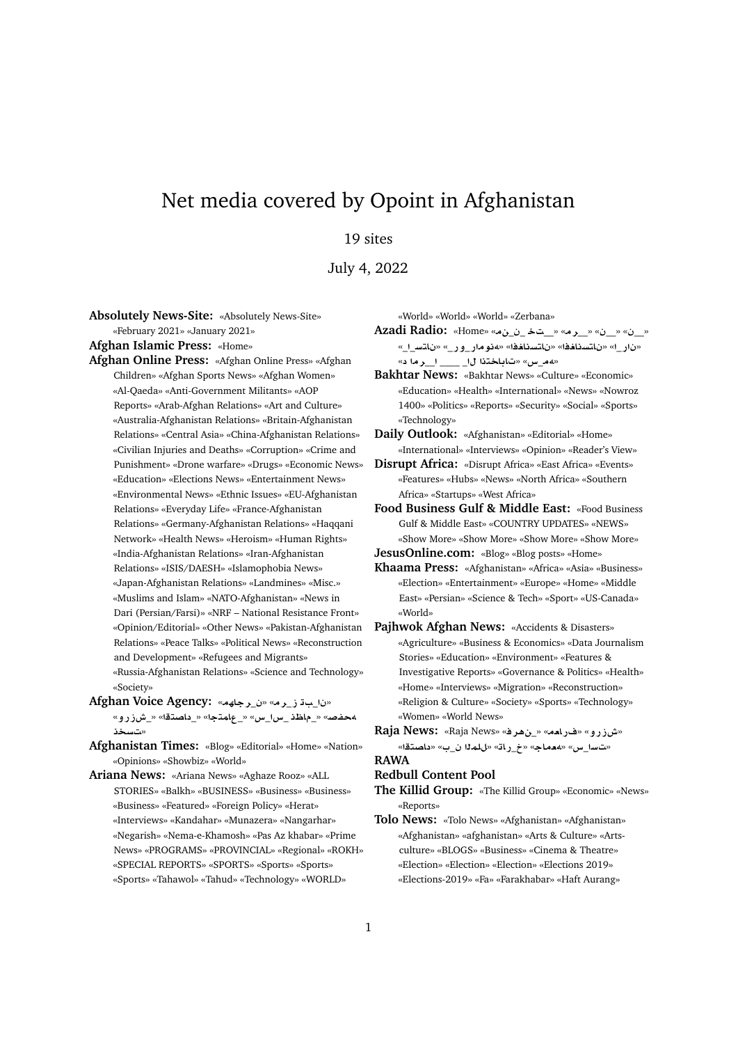# Net media covered by Opoint in Afghanistan

19 sites

July 4, 2022

**Absolutely News-Site:** «Absolutely News-Site» «February 2021» «January 2021»

**Afghan Islamic Press:** «Home»

**Afghan Online Press:** «Afghan Online Press» «Afghan Children» «Afghan Sports News» «Afghan Women» «Al-Qaeda» «Anti-Government Militants» «AOP Reports» «Arab-Afghan Relations» «Art and Culture» «Australia-Afghanistan Relations» «Britain-Afghanistan Relations» «Central Asia» «China-Afghanistan Relations» «Civilian Injuries and Deaths» «Corruption» «Crime and Punishment» «Drone warfare» «Drugs» «Economic News» «Education» «Elections News» «Entertainment News» «Environmental News» «Ethnic Issues» «EU-Afghanistan Relations» «Everyday Life» «France-Afghanistan Relations» «Germany-Afghanistan Relations» «Haqqani Network» «Health News» «Heroism» «Human Rights» «India-Afghanistan Relations» «Iran-Afghanistan Relations» «ISIS/DAESH» «Islamophobia News» «Japan-Afghanistan Relations» «Landmines» «Misc.» «Muslims and Islam» «NATO-Afghanistan» «News in Dari (Persian/Farsi)» «NRF – National Resistance Front» «Opinion/Editorial» «Other News» «Pakistan-Afghanistan Relations» «Peace Talks» «Political News» «Reconstruction and Development» «Refugees and Migrants» «Russia-Afghanistan Relations» «Science and Technology» «Society»

**Afghan Voice Agency:** «مهاجرین» «رزتبان» «صفحه» «اجتماع» «سیاست» «اقتصاد» «ورزش» «نخست»

**Afghanistan Times:** «Blog» «Editorial» «Home» «Nation» «Opinions» «Showbiz» «World»

**Ariana News:** «Ariana News» «Aghaze Rooz» «ALL STORIES» «Balkh» «BUSINESS» «Business» «Business» «Business» «Featured» «Foreign Policy» «Herat» «Interviews» «Kandahar» «Munazera» «Nangarhar» «Negarish» «Nema-e-Khamosh» «Pas Az khabar» «Prime News» «PROGRAMS» «PROVINCIAL» «Regional» «ROKH» «SPECIAL REPORTS» «SPORTS» «Sports» «Sports» «Sports» «Tahawol» «Tahud» «Technology» «WORLD» «World» «World» «World» «Zerbana»

**Azadi Radio:** «Home» «منتخب» «مرور» «ن» «ن» «ایران» «افغانستان» «افغانستان» «رمانوئه» «پاکستان» «انتخابات» «ادامه» «سمه»

**Bakhtar News:** «Bakhtar News» «Culture» «Economic» «Education» «Health» «International» «News» «Nowroz 1400» «Politics» «Reports» «Security» «Social» «Sports» «Technology»

**Daily Outlook:** «Afghanistan» «Editorial» «Home» «International» «Interviews» «Opinion» «Reader's View»

**Disrupt Africa:** «Disrupt Africa» «East Africa» «Events» «Features» «Hubs» «News» «North Africa» «Southern Africa» «Startups» «West Africa»

**Food Business Gulf & Middle East:** «Food Business Gulf & Middle East» «COUNTRY UPDATES» «NEWS» «Show More» «Show More» «Show More» «Show More»

**JesusOnline.com:** «Blog» «Blog posts» «Home»

**Khaama Press:** «Afghanistan» «Africa» «Asia» «Business» «Election» «Entertainment» «Europe» «Home» «Middle East» «Persian» «Science & Tech» «Sport» «US-Canada» «World»

**Pajhwok Afghan News:** «Accidents & Disasters» «Agriculture» «Business & Economics» «Data Journalism Stories» «Education» «Environment» «Features & Investigative Reports» «Governance & Politics» «Health» «Home» «Interviews» «Migration» «Reconstruction» «Religion & Culture» «Society» «Sports» «Technology» «Women» «World News»

**Raja News:** «Raja News» «فرهنگ» «اهمه» «ورزش» «سیاست» «جامعه» «خارج» «بین الملل» «اقتصاد»

**RAWA**

**Redbull Content Pool**

**The Killid Group:** «The Killid Group» «Economic» «News» «Reports»

**Tolo News:** «Tolo News» «Afghanistan» «Afghanistan» «Afghanistan» «afghanistan» «Arts & Culture» «Arts-culture» «BLOGS» «Business» «Cinema & Theatre» «Election» «Election» «Election» «Elections 2019» «Elections-2019» «Fa» «Farakhabar» «Haft Aurang»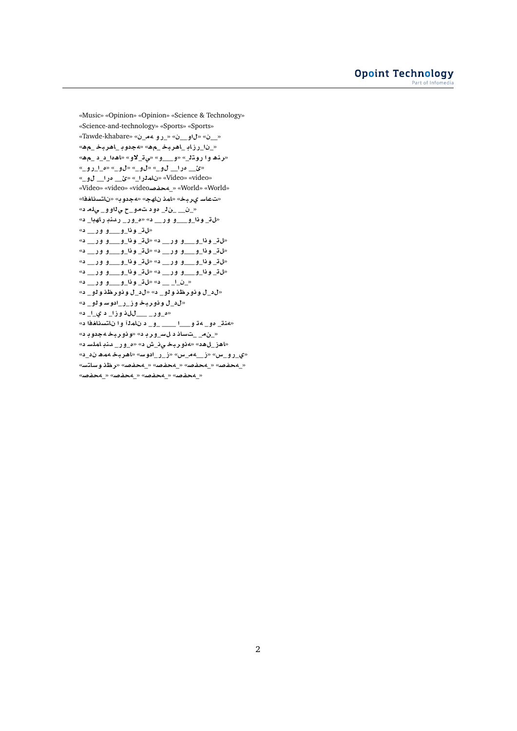«Music» «Opinion» «Opinion» «Science & Technology»
«Science-and-technology» «Sports» «Sports»
«Tawde-khabare» «ن__ن» «لاو__ن» «_رو هم_ن» «__»
«_نا_رزاب_اهربخ_مه» «هجدوب_اهربخ_مه»
«رنه وا روتل_» «و___و» «يت_لاو» «اهدا_د_مه»
«ئ__ هرا__ لو_» «لو_» «لو_» «ه_ا_رو_»
«Video» «video» «نامل را_» «ئ__ هرا__ لو_»
«Video» «video» «videoهحفص_» «World» «World»
«تعاس يربخ» «امذ ناهج» «هجدوب» «ناتسناغفا»
«_ن__ _نل_ هود تمو_ح يلاوو_ يلم د»
«لت_ ونا_و___و ور__ د» «ه_ور_ ردنب راهبا_ د»
«لت_ ونا_و___و ور__ د»
«لت_ ونا_و___و ور__ د» «لت_ ونا_و___و ور__ د»
«لت_ ونا_و___و ور__ د» «لت_ ونا_و___و ور__ د»
«لت_ ونا_و___و ور__ د» «لت_ ونا_و___و ور__ د»
«لت_ ونا_و___و ور__ د» «لت_ ونا_و___و ور__ د»
«_ن_ا_ __ د» «لت_ ونا_و___و ور__ د»
«لد_ل ونورظذ ولو_ د» «لد_ل ونورظذ ولو_ د»
«لد_ل ونوربخ وز_ر_ادوس ولو_ د»
«ه_ور_ ___للذ وزا_ د ي_ا_ د»
«هنت_ هو_ هتو___ا ____ _و_ د ناملآ وا ناتسناغفا د»
«_نم_ _تساذ د لس_ورب د» «ونوربخ هجدوب د»
«اهز_لهد» «هنوربخ ي_ذ_ش د» «ه_ور_ ردنب املس د»
«ي_رو_س» «ز__هم_س» «ز_ر_ادوس» «اهربخ همه ند_د»
«_هحفص» «_هحفص» «_هحفص» «_هحفص» «رظذ وساتس»
«_هحفص» «_هحفص» «_هحفص» «_هحفص»